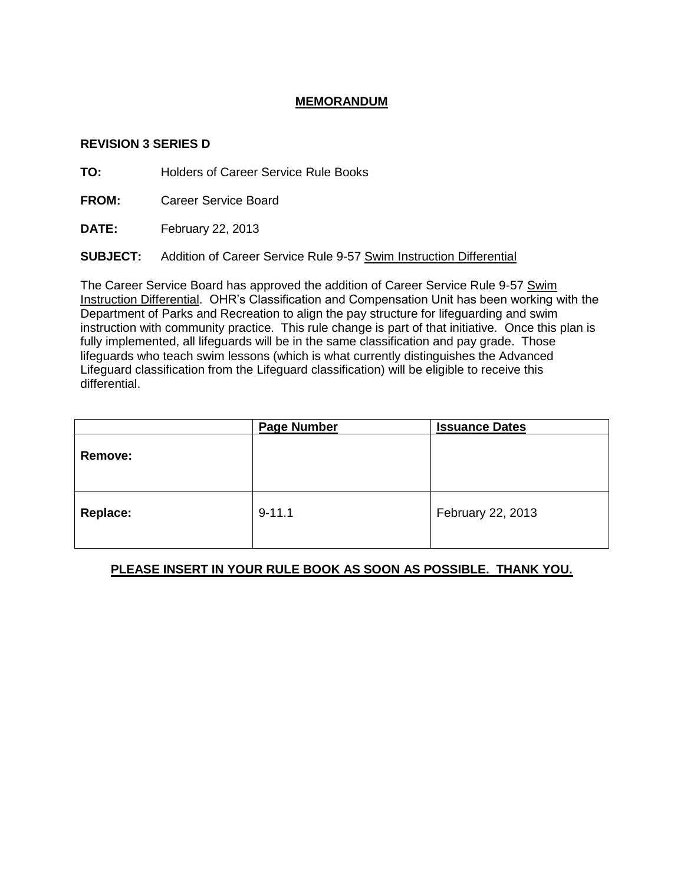# MEMORANDUM

**REVISION 3 SERIES D**

**TO:** Holders of Career Service Rule Books

**FROM:** Career Service Board

**DATE:** February 22, 2013

**SUBJECT:** Addition of Career Service Rule 9-57 Swim Instruction Differential

The Career Service Board has approved the addition of Career Service Rule 9-57 Swim Instruction Differential. OHR's Classification and Compensation Unit has been working with the Department of Parks and Recreation to align the pay structure for lifeguarding and swim instruction with community practice. This rule change is part of that initiative. Once this plan is fully implemented, all lifeguards will be in the same classification and pay grade. Those lifeguards who teach swim lessons (which is what currently distinguishes the Advanced Lifeguard classification from the Lifeguard classification) will be eligible to receive this differential.

| | Page Number | Issuance Dates |
|---|---|---|
| **Remove:** | | |
| **Replace:** | 9-11.1 | February 22, 2013 |

**PLEASE INSERT IN YOUR RULE BOOK AS SOON AS POSSIBLE. THANK YOU.**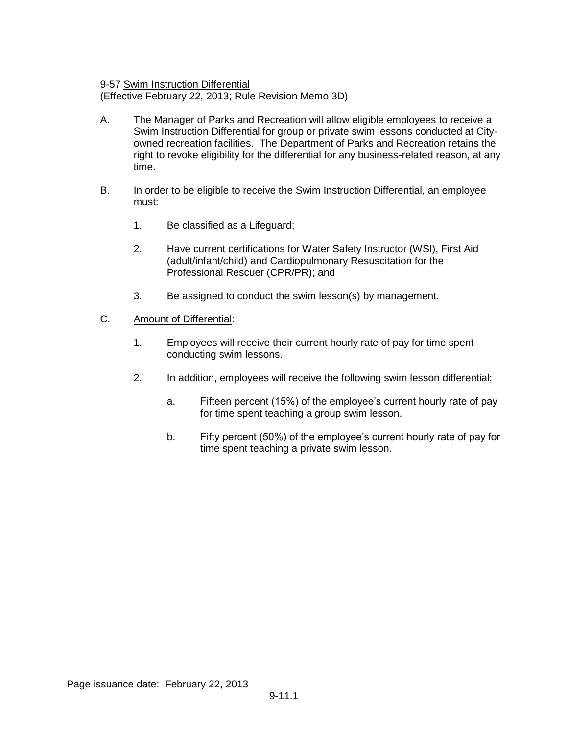9-57 Swim Instruction Differential
(Effective February 22, 2013; Rule Revision Memo 3D)

A. The Manager of Parks and Recreation will allow eligible employees to receive a Swim Instruction Differential for group or private swim lessons conducted at City-owned recreation facilities. The Department of Parks and Recreation retains the right to revoke eligibility for the differential for any business-related reason, at any time.

B. In order to be eligible to receive the Swim Instruction Differential, an employee must:

   1. Be classified as a Lifeguard;

   2. Have current certifications for Water Safety Instructor (WSI), First Aid (adult/infant/child) and Cardiopulmonary Resuscitation for the Professional Rescuer (CPR/PR); and

   3. Be assigned to conduct the swim lesson(s) by management.

C. Amount of Differential:

   1. Employees will receive their current hourly rate of pay for time spent conducting swim lessons.

   2. In addition, employees will receive the following swim lesson differential;

      a. Fifteen percent (15%) of the employee's current hourly rate of pay for time spent teaching a group swim lesson.

      b. Fifty percent (50%) of the employee's current hourly rate of pay for time spent teaching a private swim lesson.

Page issuance date: February 22, 2013